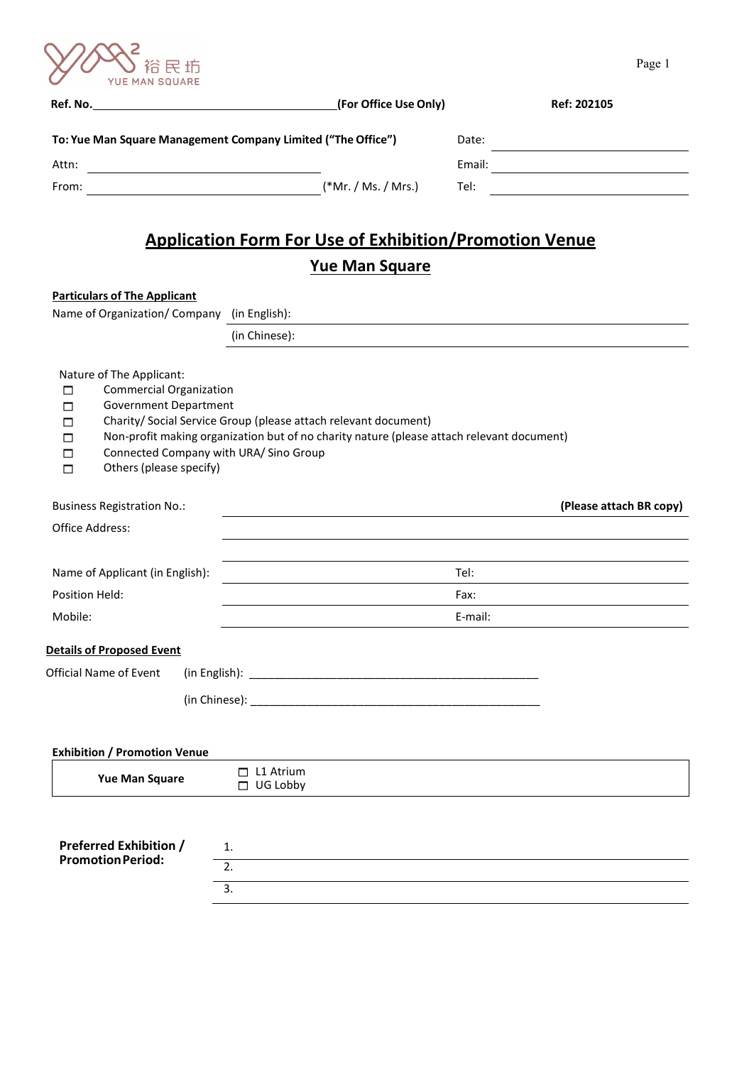裕民坊
YUE MAN SQUARE

**Ref. No.**\_\_\_\_\_\_\_\_\_\_\_\_\_\_\_\_\_\_\_\_\_\_\_\_\_\_\_\_\_\_\_\_\_\_\_\_\_\_**(For Office Use Only)** **Ref: 202105**

**To: Yue Man Square Management Company Limited ("The Office")** Date: \_\_\_\_\_\_\_\_\_\_\_\_\_\_\_\_\_\_\_\_

Attn: \_\_\_\_\_\_\_\_\_\_\_\_\_\_\_\_\_\_\_\_\_\_\_\_\_\_\_\_\_\_ Email: \_\_\_\_\_\_\_\_\_\_\_\_\_\_\_\_\_\_\_\_

From: \_\_\_\_\_\_\_\_\_\_\_\_\_\_\_\_\_\_\_\_\_\_\_\_\_\_\_\_\_\_ (*Mr. / Ms. / Mrs.) Tel: \_\_\_\_\_\_\_\_\_\_\_\_\_\_\_\_\_\_\_\_

# Application Form For Use of Exhibition/Promotion Venue

## Yue Man Square

**Particulars of The Applicant**

Name of Organization/ Company (in English): \_\_\_\_\_\_\_\_\_\_\_\_\_\_\_\_\_\_\_\_\_\_\_\_\_\_\_\_\_\_

(in Chinese): \_\_\_\_\_\_\_\_\_\_\_\_\_\_\_\_\_\_\_\_\_\_\_\_\_\_\_\_\_\_

Nature of The Applicant:

- ☐ Commercial Organization
- ☐ Government Department
- ☐ Charity/ Social Service Group (please attach relevant document)
- ☐ Non-profit making organization but of no charity nature (please attach relevant document)
- ☐ Connected Company with URA/ Sino Group
- ☐ Others (please specify)

Business Registration No.: \_\_\_\_\_\_\_\_\_\_\_\_\_\_\_\_\_\_\_\_\_\_\_\_\_\_\_\_\_\_ **(Please attach BR copy)**

Office Address: \_\_\_\_\_\_\_\_\_\_\_\_\_\_\_\_\_\_\_\_\_\_\_\_\_\_\_\_\_\_

\_\_\_\_\_\_\_\_\_\_\_\_\_\_\_\_\_\_\_\_\_\_\_\_\_\_\_\_\_\_

Name of Applicant (in English): \_\_\_\_\_\_\_\_\_\_\_\_\_\_\_\_\_\_\_\_ Tel: \_\_\_\_\_\_\_\_\_\_\_\_\_\_\_\_\_\_\_\_

Position Held: \_\_\_\_\_\_\_\_\_\_\_\_\_\_\_\_\_\_\_\_ Fax: \_\_\_\_\_\_\_\_\_\_\_\_\_\_\_\_\_\_\_\_

Mobile: \_\_\_\_\_\_\_\_\_\_\_\_\_\_\_\_\_\_\_\_ E-mail: \_\_\_\_\_\_\_\_\_\_\_\_\_\_\_\_\_\_\_\_

**Details of Proposed Event**

Official Name of Event (in English): \_\_\_\_\_\_\_\_\_\_\_\_\_\_\_\_\_\_\_\_\_\_\_\_\_\_\_\_\_\_\_\_\_\_\_\_\_\_\_\_\_\_\_\_\_\_

(in Chinese): \_\_\_\_\_\_\_\_\_\_\_\_\_\_\_\_\_\_\_\_\_\_\_\_\_\_\_\_\_\_\_\_\_\_\_\_\_\_\_\_\_\_\_\_\_\_

**Exhibition / Promotion Venue**

| **Yue Man Square** | ☐ L1 Atrium<br>☐ UG Lobby |
|---|---|

**Preferred Exhibition / Promotion Period:**

1. \_\_\_\_\_\_\_\_\_\_\_\_\_\_\_\_\_\_\_\_\_\_\_\_\_\_\_\_\_\_
2. \_\_\_\_\_\_\_\_\_\_\_\_\_\_\_\_\_\_\_\_\_\_\_\_\_\_\_\_\_\_
3. \_\_\_\_\_\_\_\_\_\_\_\_\_\_\_\_\_\_\_\_\_\_\_\_\_\_\_\_\_\_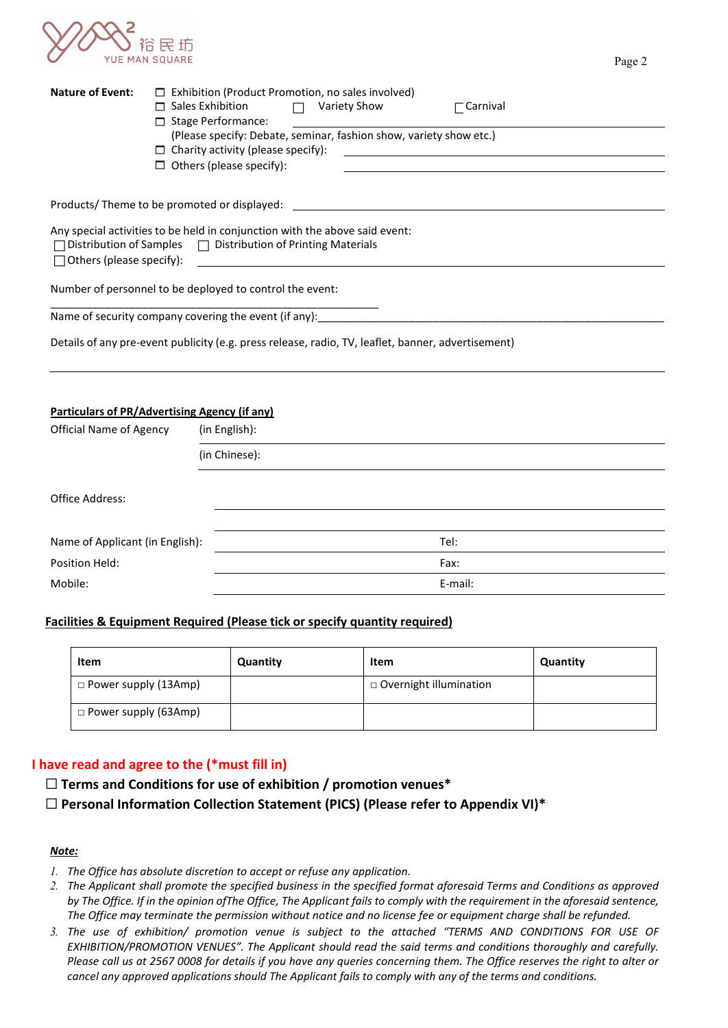**Nature of Event:**

☐ Exhibition (Product Promotion, no sales involved)
☐ Sales Exhibition ☐ Variety Show ☐ Carnival
☐ Stage Performance: ______________________________
(Please specify: Debate, seminar, fashion show, variety show etc.)
☐ Charity activity (please specify): ______________________________
☐ Others (please specify): ______________________________

Products/ Theme to be promoted or displayed: ______________________________

Any special activities to be held in conjunction with the above said event:
☐ Distribution of Samples ☐ Distribution of Printing Materials
☐ Others (please specify): ______________________________

Number of personnel to be deployed to control the event:
______________________________

Name of security company covering the event (if any): ______________________________

Details of any pre-event publicity (e.g. press release, radio, TV, leaflet, banner, advertisement)

______________________________

**Particulars of PR/Advertising Agency (if any)**

Official Name of Agency (in English): ______________________________

(in Chinese): ______________________________

Office Address: ______________________________

______________________________

Name of Applicant (in English): ______________________________ Tel: ______________________________

Position Held: ______________________________ Fax: ______________________________

Mobile: ______________________________ E-mail: ______________________________

**Facilities & Equipment Required (Please tick or specify quantity required)**

| Item | Quantity | Item | Quantity |
|---|---|---|---|
| □ Power supply (13Amp) | | □ Overnight illumination | |
| □ Power supply (63Amp) | | | |

**I have read and agree to the (*must fill in)**

☐ **Terms and Conditions for use of exhibition / promotion venues***

☐ **Personal Information Collection Statement (PICS) (Please refer to Appendix VI)***

***Note:***

1. *The Office has absolute discretion to accept or refuse any application.*
2. *The Applicant shall promote the specified business in the specified format aforesaid Terms and Conditions as approved by The Office. If in the opinion ofThe Office, The Applicant fails to comply with the requirement in the aforesaid sentence, The Office may terminate the permission without notice and no license fee or equipment charge shall be refunded.*
3. *The use of exhibition/ promotion venue is subject to the attached "TERMS AND CONDITIONS FOR USE OF EXHIBITION/PROMOTION VENUES". The Applicant should read the said terms and conditions thoroughly and carefully. Please call us at 2567 0008 for details if you have any queries concerning them. The Office reserves the right to alter or cancel any approved applications should The Applicant fails to comply with any of the terms and conditions.*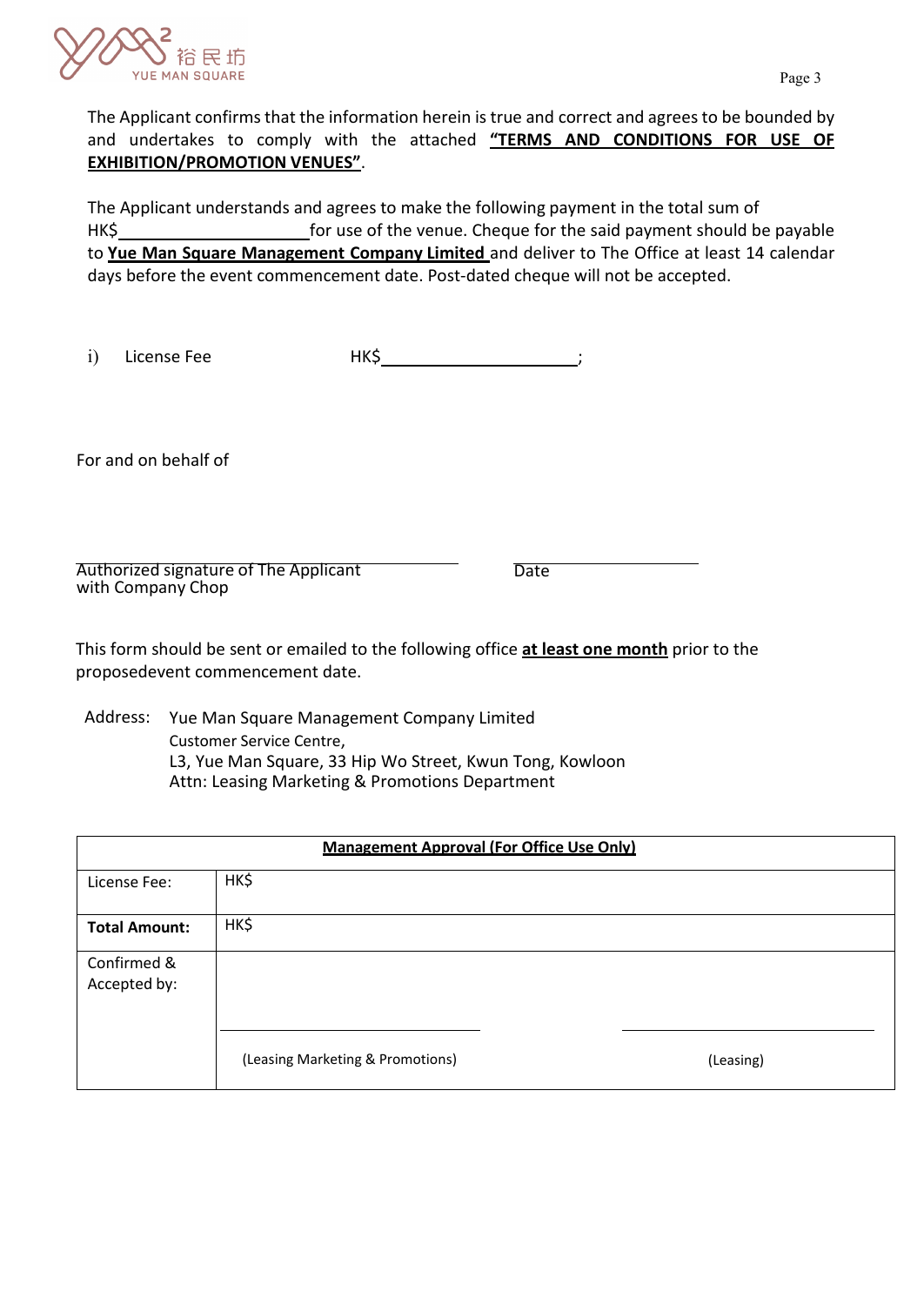The Applicant confirms that the information herein is true and correct and agrees to be bounded by and undertakes to comply with the attached **"TERMS AND CONDITIONS FOR USE OF EXHIBITION/PROMOTION VENUES"**.

The Applicant understands and agrees to make the following payment in the total sum of HK$______________ for use of the venue. Cheque for the said payment should be payable to **Yue Man Square Management Company Limited** and deliver to The Office at least 14 calendar days before the event commencement date. Post-dated cheque will not be accepted.

i) License Fee HK$______________;

For and on behalf of

______________________________

Authorized signature of The Applicant with Company Chop

______________

Date

This form should be sent or emailed to the following office **at least one month** prior to the proposedevent commencement date.

Address: Yue Man Square Management Company Limited
Customer Service Centre,
L3, Yue Man Square, 33 Hip Wo Street, Kwun Tong, Kowloon
Attn: Leasing Marketing & Promotions Department

| **Management Approval (For Office Use Only)** | | |
|---|---|---|
| License Fee: | HK$ | |
| **Total Amount:** | HK$ | |
| Confirmed & Accepted by: | (Leasing Marketing & Promotions) | (Leasing) |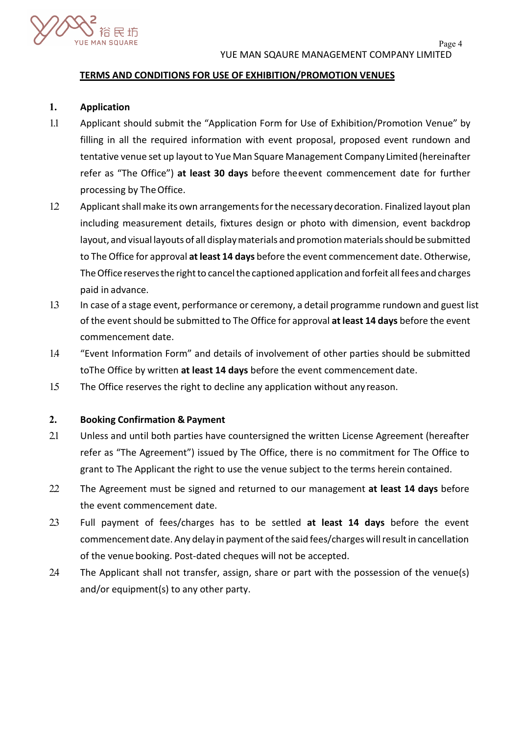## TERMS AND CONDITIONS FOR USE OF EXHIBITION/PROMOTION VENUES

### 1. Application

1.1 Applicant should submit the "Application Form for Use of Exhibition/Promotion Venue" by filling in all the required information with event proposal, proposed event rundown and tentative venue set up layout to Yue Man Square Management Company Limited (hereinafter refer as "The Office") **at least 30 days** before theevent commencement date for further processing by The Office.

1.2 Applicant shall make its own arrangements for the necessary decoration. Finalized layout plan including measurement details, fixtures design or photo with dimension, event backdrop layout, and visual layouts of all display materials and promotion materials should be submitted to The Office for approval **at least 14 days** before the event commencement date. Otherwise, The Office reserves the right to cancel the captioned application and forfeit all fees and charges paid in advance.

1.3 In case of a stage event, performance or ceremony, a detail programme rundown and guest list of the event should be submitted to The Office for approval **at least 14 days** before the event commencement date.

1.4 "Event Information Form" and details of involvement of other parties should be submitted toThe Office by written **at least 14 days** before the event commencement date.

1.5 The Office reserves the right to decline any application without any reason.

### 2. Booking Confirmation & Payment

2.1 Unless and until both parties have countersigned the written License Agreement (hereafter refer as "The Agreement") issued by The Office, there is no commitment for The Office to grant to The Applicant the right to use the venue subject to the terms herein contained.

2.2 The Agreement must be signed and returned to our management **at least 14 days** before the event commencement date.

2.3 Full payment of fees/charges has to be settled **at least 14 days** before the event commencement date. Any delay in payment of the said fees/charges will result in cancellation of the venue booking. Post-dated cheques will not be accepted.

2.4 The Applicant shall not transfer, assign, share or part with the possession of the venue(s) and/or equipment(s) to any other party.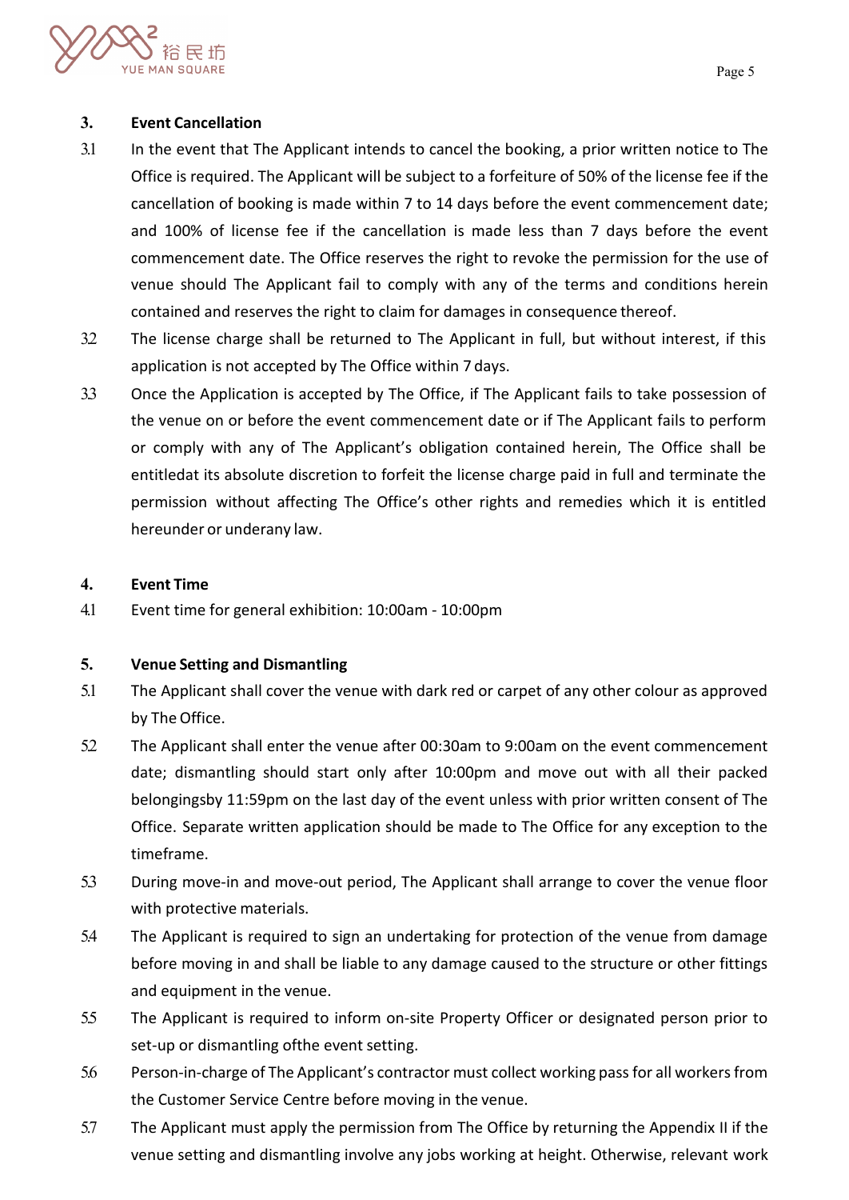**3. Event Cancellation**

3.1 In the event that The Applicant intends to cancel the booking, a prior written notice to The Office is required. The Applicant will be subject to a forfeiture of 50% of the license fee if the cancellation of booking is made within 7 to 14 days before the event commencement date; and 100% of license fee if the cancellation is made less than 7 days before the event commencement date. The Office reserves the right to revoke the permission for the use of venue should The Applicant fail to comply with any of the terms and conditions herein contained and reserves the right to claim for damages in consequence thereof.

3.2 The license charge shall be returned to The Applicant in full, but without interest, if this application is not accepted by The Office within 7 days.

3.3 Once the Application is accepted by The Office, if The Applicant fails to take possession of the venue on or before the event commencement date or if The Applicant fails to perform or comply with any of The Applicant's obligation contained herein, The Office shall be entitledat its absolute discretion to forfeit the license charge paid in full and terminate the permission without affecting The Office's other rights and remedies which it is entitled hereunder or underany law.

**4. Event Time**

4.1 Event time for general exhibition: 10:00am - 10:00pm

**5. Venue Setting and Dismantling**

5.1 The Applicant shall cover the venue with dark red or carpet of any other colour as approved by The Office.

5.2 The Applicant shall enter the venue after 00:30am to 9:00am on the event commencement date; dismantling should start only after 10:00pm and move out with all their packed belongingsby 11:59pm on the last day of the event unless with prior written consent of The Office. Separate written application should be made to The Office for any exception to the timeframe.

5.3 During move-in and move-out period, The Applicant shall arrange to cover the venue floor with protective materials.

5.4 The Applicant is required to sign an undertaking for protection of the venue from damage before moving in and shall be liable to any damage caused to the structure or other fittings and equipment in the venue.

5.5 The Applicant is required to inform on-site Property Officer or designated person prior to set-up or dismantling ofthe event setting.

5.6 Person-in-charge of The Applicant's contractor must collect working pass for all workers from the Customer Service Centre before moving in the venue.

5.7 The Applicant must apply the permission from The Office by returning the Appendix II if the venue setting and dismantling involve any jobs working at height. Otherwise, relevant work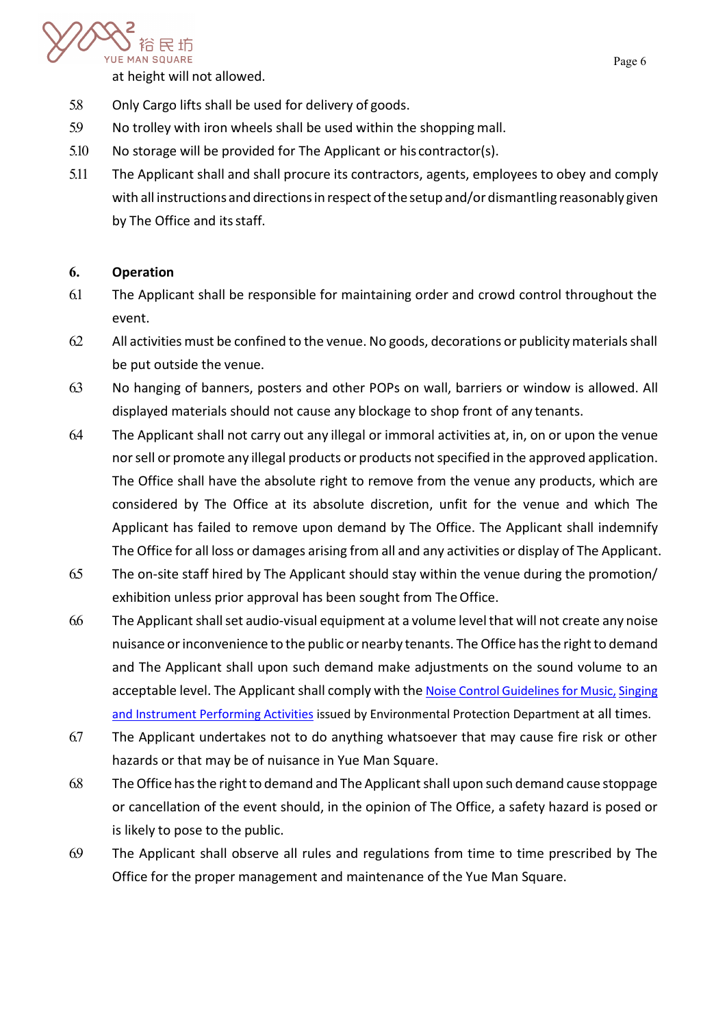at height will not allowed.

5.8 Only Cargo lifts shall be used for delivery of goods.

5.9 No trolley with iron wheels shall be used within the shopping mall.

5.10 No storage will be provided for The Applicant or his contractor(s).

5.11 The Applicant shall and shall procure its contractors, agents, employees to obey and comply with all instructions and directions in respect of the setup and/or dismantling reasonably given by The Office and its staff.

**6. Operation**

6.1 The Applicant shall be responsible for maintaining order and crowd control throughout the event.

6.2 All activities must be confined to the venue. No goods, decorations or publicity materials shall be put outside the venue.

6.3 No hanging of banners, posters and other POPs on wall, barriers or window is allowed. All displayed materials should not cause any blockage to shop front of any tenants.

6.4 The Applicant shall not carry out any illegal or immoral activities at, in, on or upon the venue nor sell or promote any illegal products or products not specified in the approved application. The Office shall have the absolute right to remove from the venue any products, which are considered by The Office at its absolute discretion, unfit for the venue and which The Applicant has failed to remove upon demand by The Office. The Applicant shall indemnify The Office for all loss or damages arising from all and any activities or display of The Applicant.

6.5 The on-site staff hired by The Applicant should stay within the venue during the promotion/ exhibition unless prior approval has been sought from The Office.

6.6 The Applicant shall set audio-visual equipment at a volume level that will not create any noise nuisance or inconvenience to the public or nearby tenants. The Office has the right to demand and The Applicant shall upon such demand make adjustments on the sound volume to an acceptable level. The Applicant shall comply with the Noise Control Guidelines for Music, Singing and Instrument Performing Activities issued by Environmental Protection Department at all times.

6.7 The Applicant undertakes not to do anything whatsoever that may cause fire risk or other hazards or that may be of nuisance in Yue Man Square.

6.8 The Office has the right to demand and The Applicant shall upon such demand cause stoppage or cancellation of the event should, in the opinion of The Office, a safety hazard is posed or is likely to pose to the public.

6.9 The Applicant shall observe all rules and regulations from time to time prescribed by The Office for the proper management and maintenance of the Yue Man Square.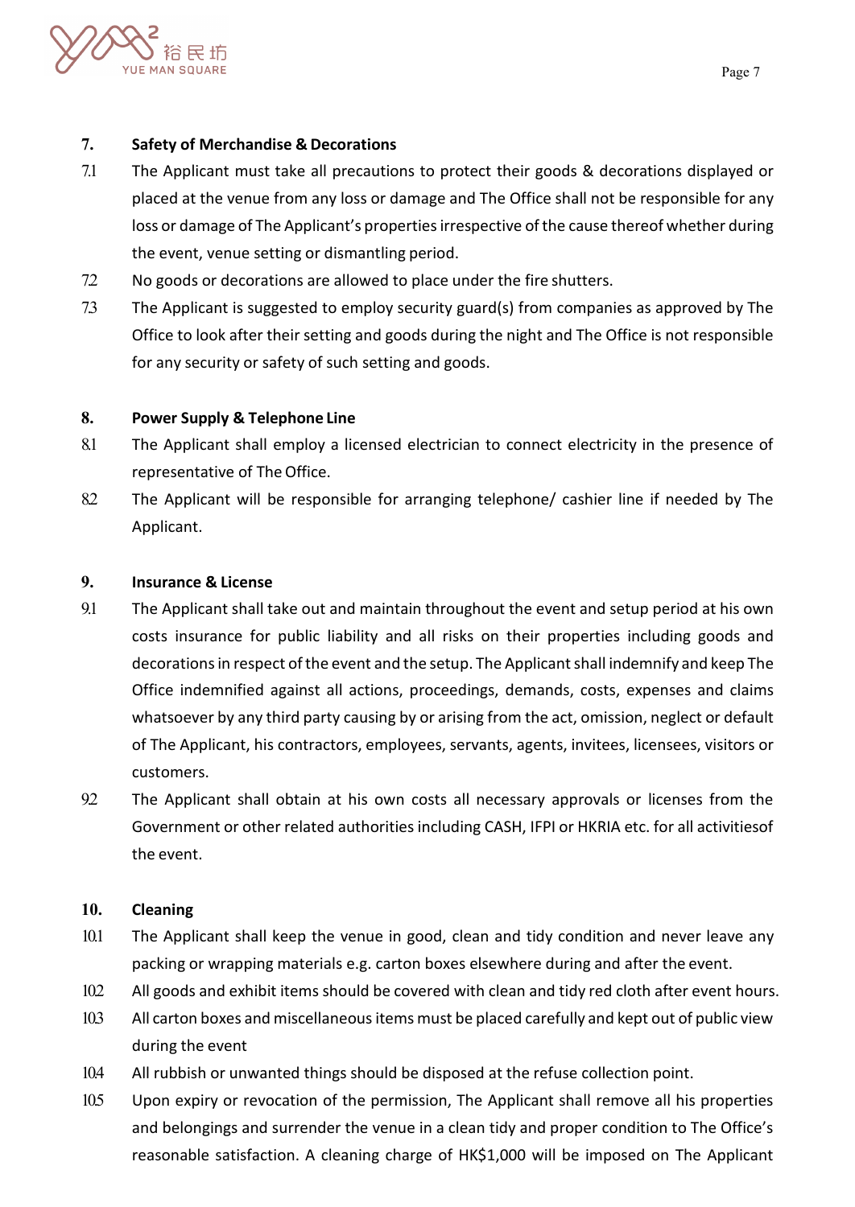**7. Safety of Merchandise & Decorations**

7.1 The Applicant must take all precautions to protect their goods & decorations displayed or placed at the venue from any loss or damage and The Office shall not be responsible for any loss or damage of The Applicant's properties irrespective of the cause thereof whether during the event, venue setting or dismantling period.

7.2 No goods or decorations are allowed to place under the fire shutters.

7.3 The Applicant is suggested to employ security guard(s) from companies as approved by The Office to look after their setting and goods during the night and The Office is not responsible for any security or safety of such setting and goods.

**8. Power Supply & Telephone Line**

8.1 The Applicant shall employ a licensed electrician to connect electricity in the presence of representative of The Office.

8.2 The Applicant will be responsible for arranging telephone/ cashier line if needed by The Applicant.

**9. Insurance & License**

9.1 The Applicant shall take out and maintain throughout the event and setup period at his own costs insurance for public liability and all risks on their properties including goods and decorations in respect of the event and the setup. The Applicant shall indemnify and keep The Office indemnified against all actions, proceedings, demands, costs, expenses and claims whatsoever by any third party causing by or arising from the act, omission, neglect or default of The Applicant, his contractors, employees, servants, agents, invitees, licensees, visitors or customers.

9.2 The Applicant shall obtain at his own costs all necessary approvals or licenses from the Government or other related authorities including CASH, IFPI or HKRIA etc. for all activitiesof the event.

**10. Cleaning**

10.1 The Applicant shall keep the venue in good, clean and tidy condition and never leave any packing or wrapping materials e.g. carton boxes elsewhere during and after the event.

10.2 All goods and exhibit items should be covered with clean and tidy red cloth after event hours.

10.3 All carton boxes and miscellaneous items must be placed carefully and kept out of public view during the event

10.4 All rubbish or unwanted things should be disposed at the refuse collection point.

10.5 Upon expiry or revocation of the permission, The Applicant shall remove all his properties and belongings and surrender the venue in a clean tidy and proper condition to The Office's reasonable satisfaction. A cleaning charge of HK$1,000 will be imposed on The Applicant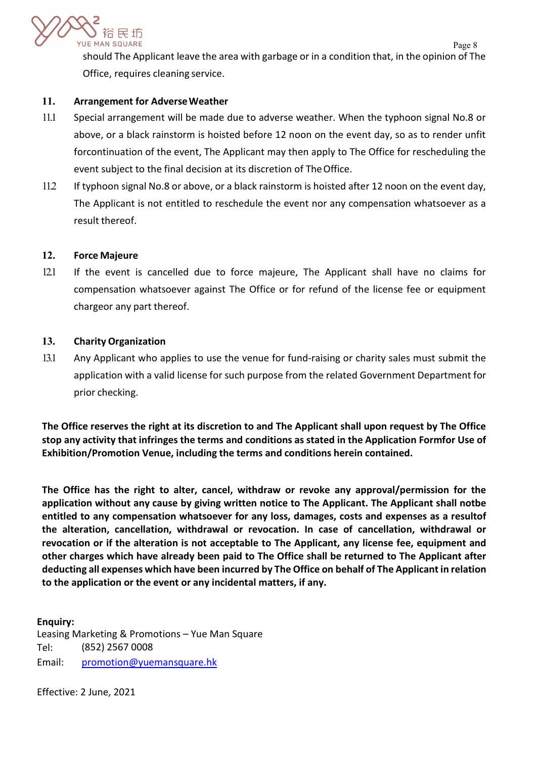should The Applicant leave the area with garbage or in a condition that, in the opinion of The Office, requires cleaning service.

## 11. Arrangement for Adverse Weather

11.1 Special arrangement will be made due to adverse weather. When the typhoon signal No.8 or above, or a black rainstorm is hoisted before 12 noon on the event day, so as to render unfit forcontinuation of the event, The Applicant may then apply to The Office for rescheduling the event subject to the final decision at its discretion of The Office.

11.2 If typhoon signal No.8 or above, or a black rainstorm is hoisted after 12 noon on the event day, The Applicant is not entitled to reschedule the event nor any compensation whatsoever as a result thereof.

## 12. Force Majeure

12.1 If the event is cancelled due to force majeure, The Applicant shall have no claims for compensation whatsoever against The Office or for refund of the license fee or equipment chargeor any part thereof.

## 13. Charity Organization

13.1 Any Applicant who applies to use the venue for fund-raising or charity sales must submit the application with a valid license for such purpose from the related Government Department for prior checking.

**The Office reserves the right at its discretion to and The Applicant shall upon request by The Office stop any activity that infringes the terms and conditions as stated in the Application Formfor Use of Exhibition/Promotion Venue, including the terms and conditions herein contained.**

**The Office has the right to alter, cancel, withdraw or revoke any approval/permission for the application without any cause by giving written notice to The Applicant. The Applicant shall notbe entitled to any compensation whatsoever for any loss, damages, costs and expenses as a resultof the alteration, cancellation, withdrawal or revocation. In case of cancellation, withdrawal or revocation or if the alteration is not acceptable to The Applicant, any license fee, equipment and other charges which have already been paid to The Office shall be returned to The Applicant after deducting all expenses which have been incurred by The Office on behalf of The Applicant in relation to the application or the event or any incidental matters, if any.**

**Enquiry:**
Leasing Marketing & Promotions – Yue Man Square
Tel: (852) 2567 0008
Email: promotion@yuemansquare.hk

Effective: 2 June, 2021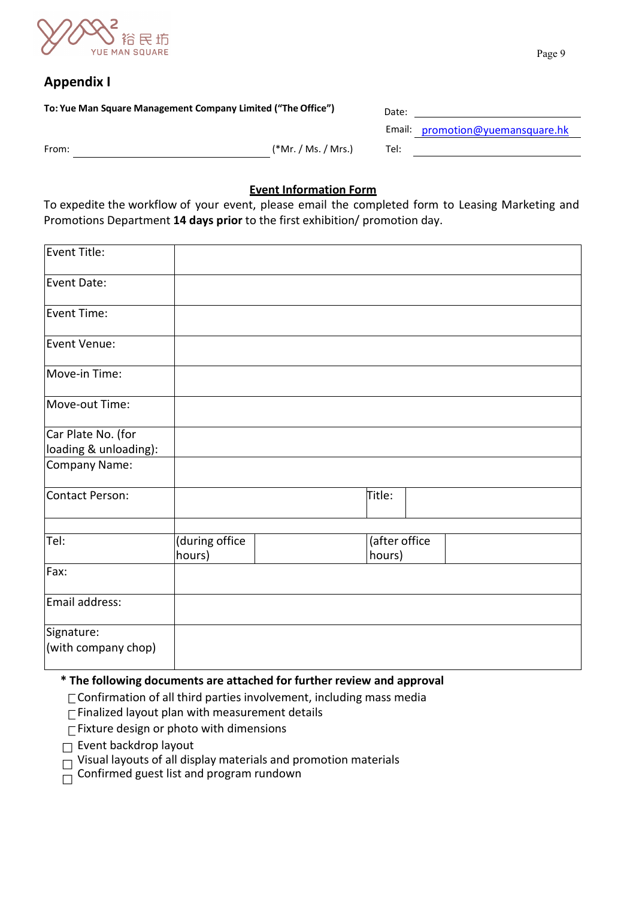## Appendix I

**To: Yue Man Square Management Company Limited ("The Office")**

Date: ____________________

Email: promotion@yuemansquare.hk

From: ______________________________ (*Mr. / Ms. / Mrs.)

Tel: ____________________

**Event Information Form**

To expedite the workflow of your event, please email the completed form to Leasing Marketing and Promotions Department **14 days prior** to the first exhibition/ promotion day.

| | | | | |
|---|---|---|---|---|
| Event Title: | | | | |
| Event Date: | | | | |
| Event Time: | | | | |
| Event Venue: | | | | |
| Move-in Time: | | | | |
| Move-out Time: | | | | |
| Car Plate No. (for loading & unloading): | | | | |
| Company Name: | | | | |
| Contact Person: | | | Title: | |
| | | | | |
| Tel: | (during office hours) | | (after office hours) | |
| Fax: | | | | |
| Email address: | | | | |
| Signature: (with company chop) | | | | |

**\* The following documents are attached for further review and approval**

- ☐ Confirmation of all third parties involvement, including mass media
- ☐ Finalized layout plan with measurement details
- ☐ Fixture design or photo with dimensions
- ☐ Event backdrop layout
- ☐ Visual layouts of all display materials and promotion materials
- ☐ Confirmed guest list and program rundown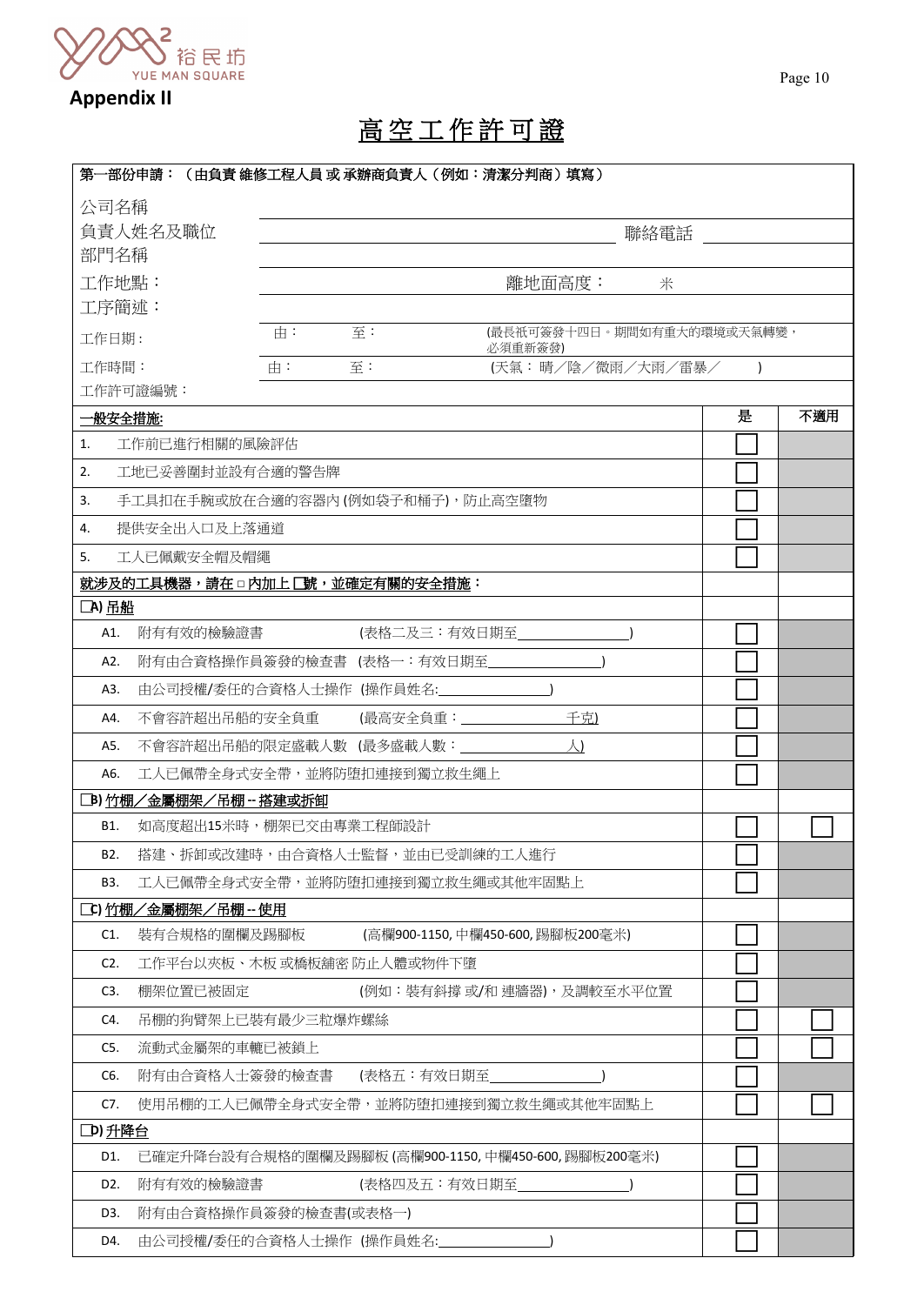Appendix II

# 高空工作許可證

**第一部份申請：（由負責 維修工程人員 或 承辦商負責人（例如：清潔分判商）填寫）**

| | | | |
|---|---|---|---|
| 公司名稱 | | | |
| 負責人姓名及職位 | | 聯絡電話 | |
| 部門名稱 | | | |
| 工作地點： | | 離地面高度： | 米 |
| 工序簡述： | | | |
| 工作日期： | 由： 至： | (最長衹可簽發十四日。期間如有重大的環境或天氣轉變，必須重新簽發) | |
| 工作時間： | 由： 至： | (天氣： 晴／陰／微雨／大雨／雷暴／ ) | |
| 工作許可證編號： | | | |

| 一般安全措施: | 是 | 不適用 |
|---|---|---|
| 1. 工作前已進行相關的風險評估 | ☐ | |
| 2. 工地已妥善圍封並設有合適的警告牌 | ☐ | |
| 3. 手工具扣在手腕或放在合適的容器內 (例如袋子和桶子)，防止高空墮物 | ☐ | |
| 4. 提供安全出入口及上落通道 | ☐ | |
| 5. 工人已佩戴安全帽及帽繩 | ☐ | |
| **就涉及的工具機器，請在 ▫ 內加上 ☐號，並確定有關的安全措施：** | | |
| ☐A) 吊船 | | |
| A1. 附有有效的檢驗證書 (表格二及三：有效日期至\_\_\_\_\_\_\_\_\_\_\_\_) | ☐ | |
| A2. 附有由合資格操作員簽發的檢查書 (表格一：有效日期至\_\_\_\_\_\_\_\_\_\_\_\_) | ☐ | |
| A3. 由公司授權/委任的合資格人士操作 (操作員姓名:\_\_\_\_\_\_\_\_\_\_\_\_) | ☐ | |
| A4. 不會容許超出吊船的安全負重 (最高安全負重：\_\_\_\_\_\_\_\_\_\_\_\_千克) | ☐ | |
| A5. 不會容許超出吊船的限定盛載人數 (最多盛載人數：\_\_\_\_\_\_\_\_\_\_\_\_人) | ☐ | |
| A6. 工人已佩帶全身式安全帶，並將防墮扣連接到獨立救生繩上 | ☐ | |
| ☐B) 竹棚／金屬棚架／吊棚 -- 搭建或拆卸 | | |
| B1. 如高度超出15米時，棚架已交由專業工程師設計 | ☐ | ☐ |
| B2. 搭建、拆卸或改建時，由合資格人士監督，並由已受訓練的工人進行 | ☐ | |
| B3. 工人已佩帶全身式安全帶，並將防墮扣連接到獨立救生繩或其他牢固點上 | ☐ | |
| ☐C) 竹棚／金屬棚架／吊棚 -- 使用 | | |
| C1. 裝有合規格的圍欄及踢腳板 (高欄900-1150, 中欄450-600, 踢腳板200毫米) | ☐ | |
| C2. 工作平台以夾板、木板 或橋板舖密 防止人體或物件下墮 | ☐ | |
| C3. 棚架位置已被固定 (例如：裝有斜撐 或/和 連牆器)，及調較至水平位置 | ☐ | |
| C4. 吊棚的狗臂架上已裝有最少三粒爆炸螺絲 | ☐ | ☐ |
| C5. 流動式金屬架的車轆已被鎖上 | ☐ | ☐ |
| C6. 附有由合資格人士簽發的檢查書 (表格五：有效日期至\_\_\_\_\_\_\_\_\_\_\_\_) | ☐ | |
| C7. 使用吊棚的工人已佩帶全身式安全帶，並將防墮扣連接到獨立救生繩或其他牢固點上 | ☐ | ☐ |
| ☐D) 升降台 | | |
| D1. 已確定升降台設有合規格的圍欄及踢腳板 (高欄900-1150, 中欄450-600, 踢腳板200毫米) | ☐ | |
| D2. 附有有效的檢驗證書 (表格四及五：有效日期至\_\_\_\_\_\_\_\_\_\_\_\_) | ☐ | |
| D3. 附有由合資格操作員簽發的檢查書(或表格一) | ☐ | |
| D4. 由公司授權/委任的合資格人士操作 (操作員姓名:\_\_\_\_\_\_\_\_\_\_\_\_) | ☐ | |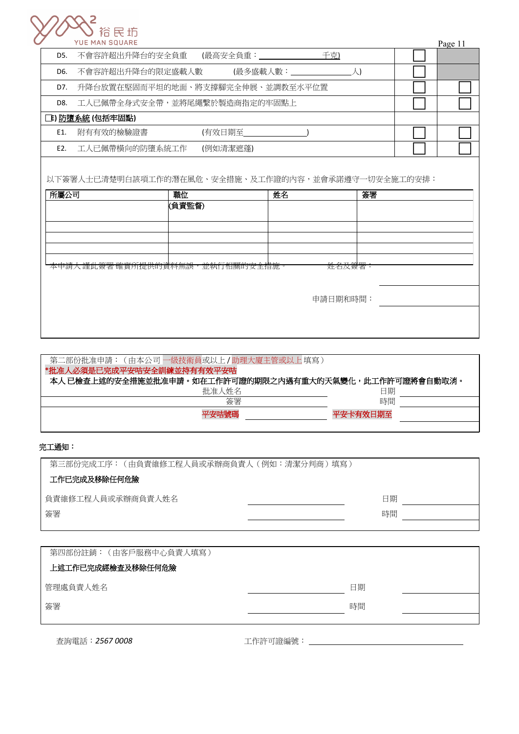| | | | |
|---|---|---|---|
| D5. | 不會容許超出升降台的安全負重 (最高安全負重：\_\_\_\_\_\_\_\_\_\_\_\_千克) | ☐ | |
| D6. | 不會容許超出升降台的限定盛載人數 (最多盛載人數：\_\_\_\_\_\_\_\_\_\_\_\_人) | ☐ | |
| D7. | 升降台放置在堅固而平坦的地面、將支撐腳完全伸展、並調教至水平位置 | ☐ | ☐ |
| D8. | 工人已佩帶全身式安全帶，並將尾繩繫於製造商指定的牢固點上 | ☐ | ☐ |
| ☐E) | **防墮系統 (包括牢固點)** | | |
| E1. | 附有有效的檢驗證書 (有效日期至\_\_\_\_\_\_\_\_\_\_\_\_) | ☐ | ☐ |
| E2. | 工人已佩帶橫向的防墮系統工作 (例如清潔遮篷) | ☐ | ☐ |

以下簽署人士已清楚明白該項工作的潛在風危、安全措施、及工作證的內容，並會承諾遵守一切安全施工的安排：

| 所屬公司 | 職位 | 姓名 | 簽署 |
|---|---|---|---|
| | (負責監督) | | |
| | | | |
| | | | |
| | | | |

本申請人謹此簽署確實所提供的資料無誤，並執行相關的安全措施。 姓名及簽署：\_\_\_\_\_\_\_\_\_\_\_\_

申請日期和時間：\_\_\_\_\_\_\_\_\_\_\_\_

---

第二部份批准申請：（由本公司一級技術員或以上 / 助理大廈主管或以上填寫）

*批准人必須是已完成平安咭安全訓練並持有有效平安咭

**本人已檢查上述的安全措施並批准申請。如在工作許可證的期限之內遇有重大的天氣變化，此工作許可證將會自動取消。**

| | | | |
|---|---|---|---|
| 批准人姓名 | \_\_\_\_\_\_\_\_\_\_\_\_ | 日期 | \_\_\_\_\_\_\_\_\_\_\_\_ |
| 簽署 | \_\_\_\_\_\_\_\_\_\_\_\_ | 時間 | \_\_\_\_\_\_\_\_\_\_\_\_ |
| 平安咭號碼 | \_\_\_\_\_\_\_\_\_\_\_\_ | 平安卡有效日期至 | \_\_\_\_\_\_\_\_\_\_\_\_ |

**完工通知：**

第三部份完成工序：（由負責維修工程人員或承辦商負責人（例如：清潔分判商）填寫）

**工作已完成及移除任何危險**

| | | | |
|---|---|---|---|
| 負責維修工程人員或承辦商負責人姓名 | \_\_\_\_\_\_\_\_\_\_\_\_ | 日期 | \_\_\_\_\_\_\_\_\_\_\_\_ |
| 簽署 | \_\_\_\_\_\_\_\_\_\_\_\_ | 時間 | \_\_\_\_\_\_\_\_\_\_\_\_ |

第四部份註銷：（由客戶服務中心負責人填寫）

**上述工作已完成經檢查及移除任何危險**

| | | | |
|---|---|---|---|
| 管理處負責人姓名 | \_\_\_\_\_\_\_\_\_\_\_\_ | 日期 | \_\_\_\_\_\_\_\_\_\_\_\_ |
| 簽署 | \_\_\_\_\_\_\_\_\_\_\_\_ | 時間 | \_\_\_\_\_\_\_\_\_\_\_\_ |

查詢電話：*2567 0008* 工作許可證編號：\_\_\_\_\_\_\_\_\_\_\_\_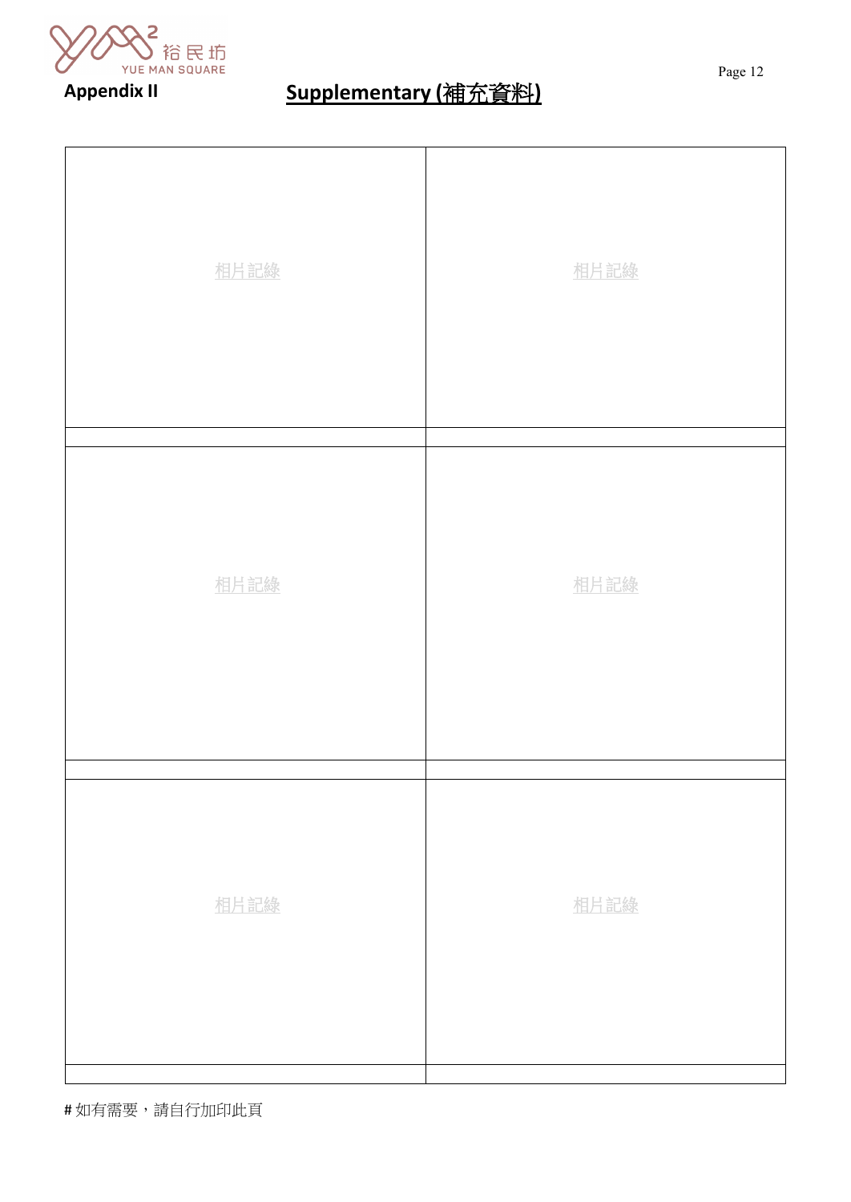**Appendix II**

## Supplementary (補充資料)

| 相片記錄 | 相片記錄 |
| --- | --- |
| | |
| 相片記錄 | 相片記錄 |
| | |
| 相片記錄 | 相片記錄 |
| | |

# 如有需要，請自行加印此頁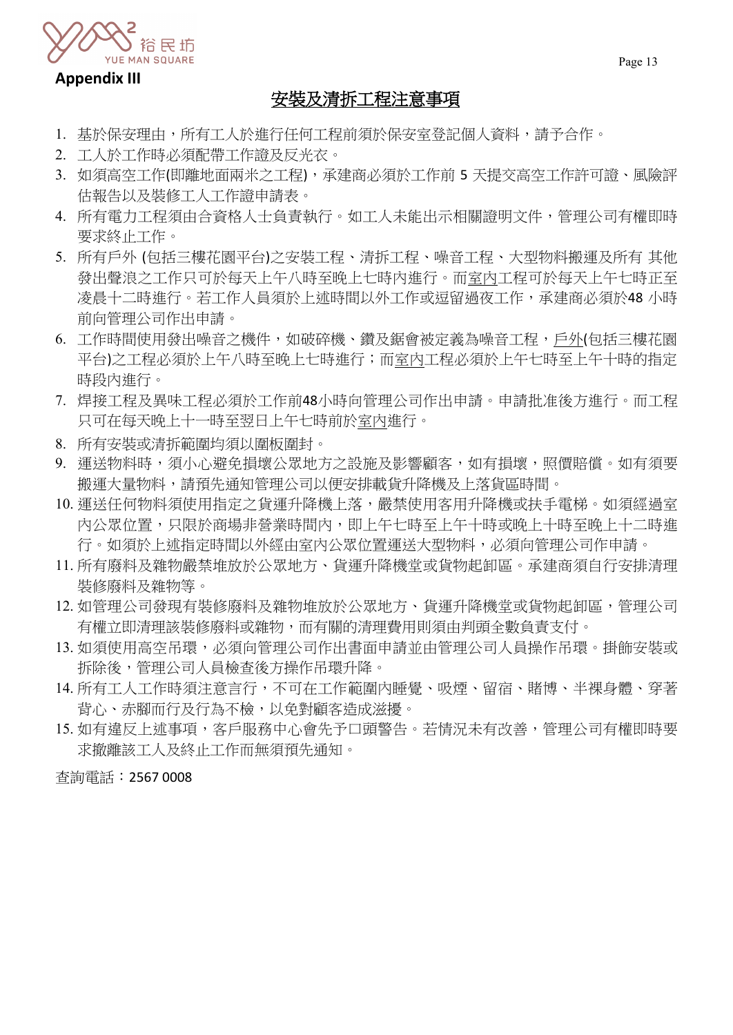**Appendix III**

# 安裝及清拆工程注意事項

1. 基於保安理由，所有工人於進行任何工程前須於保安室登記個人資料，請予合作。
2. 工人於工作時必須配帶工作證及反光衣。
3. 如須高空工作(即離地面兩米之工程)，承建商必須於工作前 5 天提交高空工作許可證、風險評估報告以及裝修工人工作證申請表。
4. 所有電力工程須由合資格人士負責執行。如工人未能出示相關證明文件，管理公司有權即時要求終止工作。
5. 所有戶外 (包括三樓花園平台)之安裝工程、清拆工程、噪音工程、大型物料搬運及所有 其他發出聲浪之工作只可於每天上午八時至晚上七時內進行。而室內工程可於每天上午七時正至凌晨十二時進行。若工作人員須於上述時間以外工作或逗留過夜工作，承建商必須於48 小時前向管理公司作出申請。
6. 工作時間使用發出噪音之機件，如破碎機、鑽及鋸會被定義為噪音工程，戶外(包括三樓花園平台)之工程必須於上午八時至晚上七時進行；而室內工程必須於上午七時至上午十時的指定時段內進行。
7. 焊接工程及異味工程必須於工作前48小時向管理公司作出申請。申請批准後方進行。而工程只可在每天晚上十一時至翌日上午七時前於室內進行。
8. 所有安裝或清拆範圍均須以圍板圍封。
9. 運送物料時，須小心避免損壞公眾地方之設施及影響顧客，如有損壞，照價賠償。如有須要搬運大量物料，請預先通知管理公司以便安排載貨升降機及上落貨區時間。
10. 運送任何物料須使用指定之貨運升降機上落，嚴禁使用客用升降機或扶手電梯。如須經過室內公眾位置，只限於商場非營業時間內，即上午七時至上午十時或晚上十時至晚上十二時進行。如須於上述指定時間以外經由室內公眾位置運送大型物料，必須向管理公司作申請。
11. 所有廢料及雜物嚴禁堆放於公眾地方、貨運升降機堂或貨物起卸區。承建商須自行安排清理裝修廢料及雜物等。
12. 如管理公司發現有裝修廢料及雜物堆放於公眾地方、貨運升降機堂或貨物起卸區，管理公司有權立即清理該裝修廢料或雜物，而有關的清理費用則須由判頭全數負責支付。
13. 如須使用高空吊環，必須向管理公司作出書面申請並由管理公司人員操作吊環。掛飾安裝或拆除後，管理公司人員檢查後方操作吊環升降。
14. 所有工人工作時須注意言行，不可在工作範圍內睡覺、吸煙、留宿、賭博、半裸身體、穿著背心、赤腳而行及行為不檢，以免對顧客造成滋擾。
15. 如有違反上述事項，客戶服務中心會先予口頭警告。若情況未有改善，管理公司有權即時要求撤離該工人及終止工作而無須預先通知。

查詢電話：2567 0008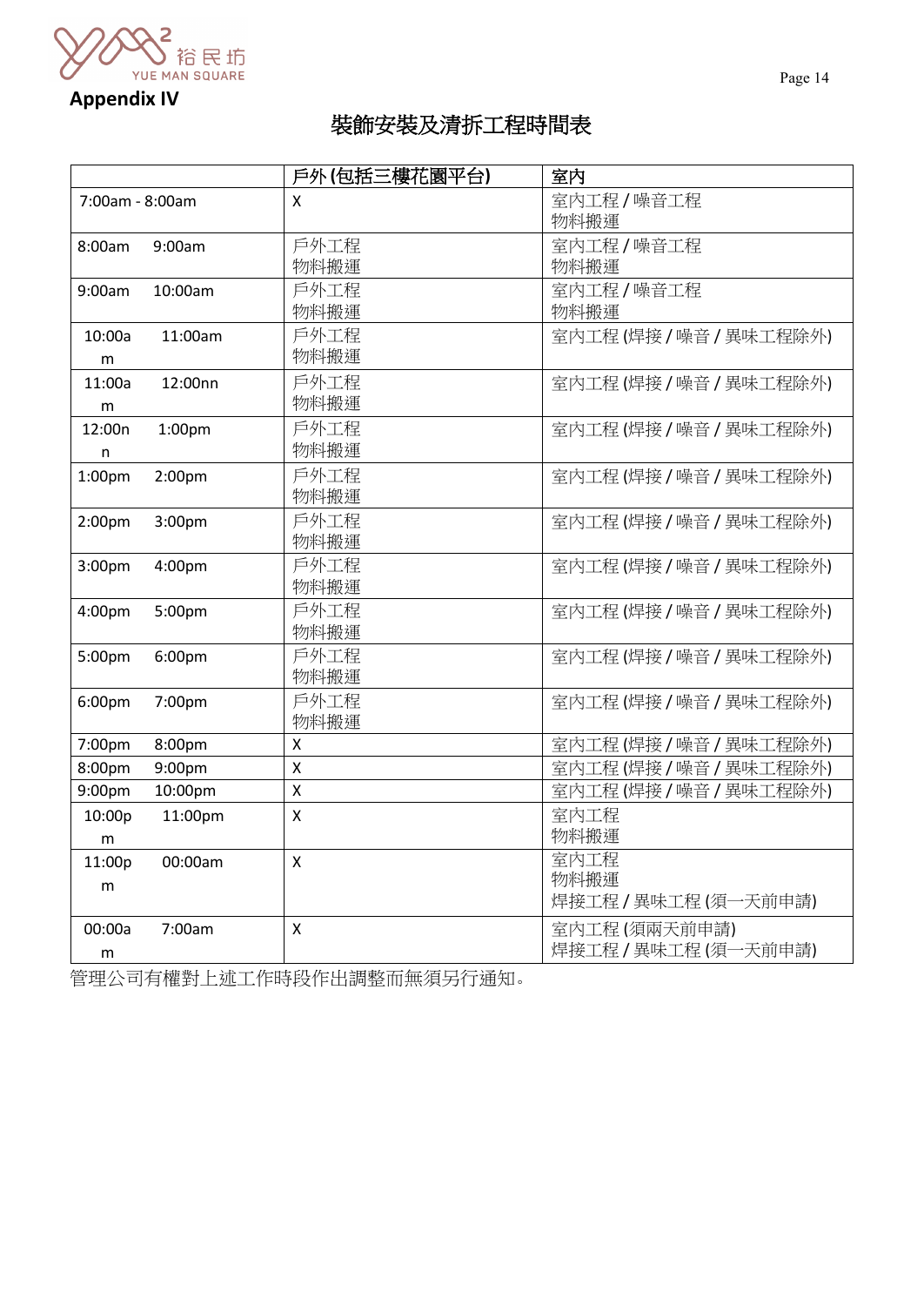## Appendix IV

# 裝飾安裝及清拆工程時間表

| | 戶外 (包括三樓花園平台) | 室內 |
|---|---|---|
| 7:00am - 8:00am | X | 室內工程 / 噪音工程<br>物料搬運 |
| 8:00am 9:00am | 戶外工程<br>物料搬運 | 室內工程 / 噪音工程<br>物料搬運 |
| 9:00am 10:00am | 戶外工程<br>物料搬運 | 室內工程 / 噪音工程<br>物料搬運 |
| 10:00am 11:00am | 戶外工程<br>物料搬運 | 室內工程 (焊接 / 噪音 / 異味工程除外) |
| 11:00am 12:00nn | 戶外工程<br>物料搬運 | 室內工程 (焊接 / 噪音 / 異味工程除外) |
| 12:00nn 1:00pm | 戶外工程<br>物料搬運 | 室內工程 (焊接 / 噪音 / 異味工程除外) |
| 1:00pm 2:00pm | 戶外工程<br>物料搬運 | 室內工程 (焊接 / 噪音 / 異味工程除外) |
| 2:00pm 3:00pm | 戶外工程<br>物料搬運 | 室內工程 (焊接 / 噪音 / 異味工程除外) |
| 3:00pm 4:00pm | 戶外工程<br>物料搬運 | 室內工程 (焊接 / 噪音 / 異味工程除外) |
| 4:00pm 5:00pm | 戶外工程<br>物料搬運 | 室內工程 (焊接 / 噪音 / 異味工程除外) |
| 5:00pm 6:00pm | 戶外工程<br>物料搬運 | 室內工程 (焊接 / 噪音 / 異味工程除外) |
| 6:00pm 7:00pm | 戶外工程<br>物料搬運 | 室內工程 (焊接 / 噪音 / 異味工程除外) |
| 7:00pm 8:00pm | X | 室內工程 (焊接 / 噪音 / 異味工程除外) |
| 8:00pm 9:00pm | X | 室內工程 (焊接 / 噪音 / 異味工程除外) |
| 9:00pm 10:00pm | X | 室內工程 (焊接 / 噪音 / 異味工程除外) |
| 10:00pm 11:00pm | X | 室內工程<br>物料搬運 |
| 11:00pm 00:00am | X | 室內工程<br>物料搬運<br>焊接工程 / 異味工程 (須一天前申請) |
| 00:00am 7:00am | X | 室內工程 (須兩天前申請)<br>焊接工程 / 異味工程 (須一天前申請) |

管理公司有權對上述工作時段作出調整而無須另行通知。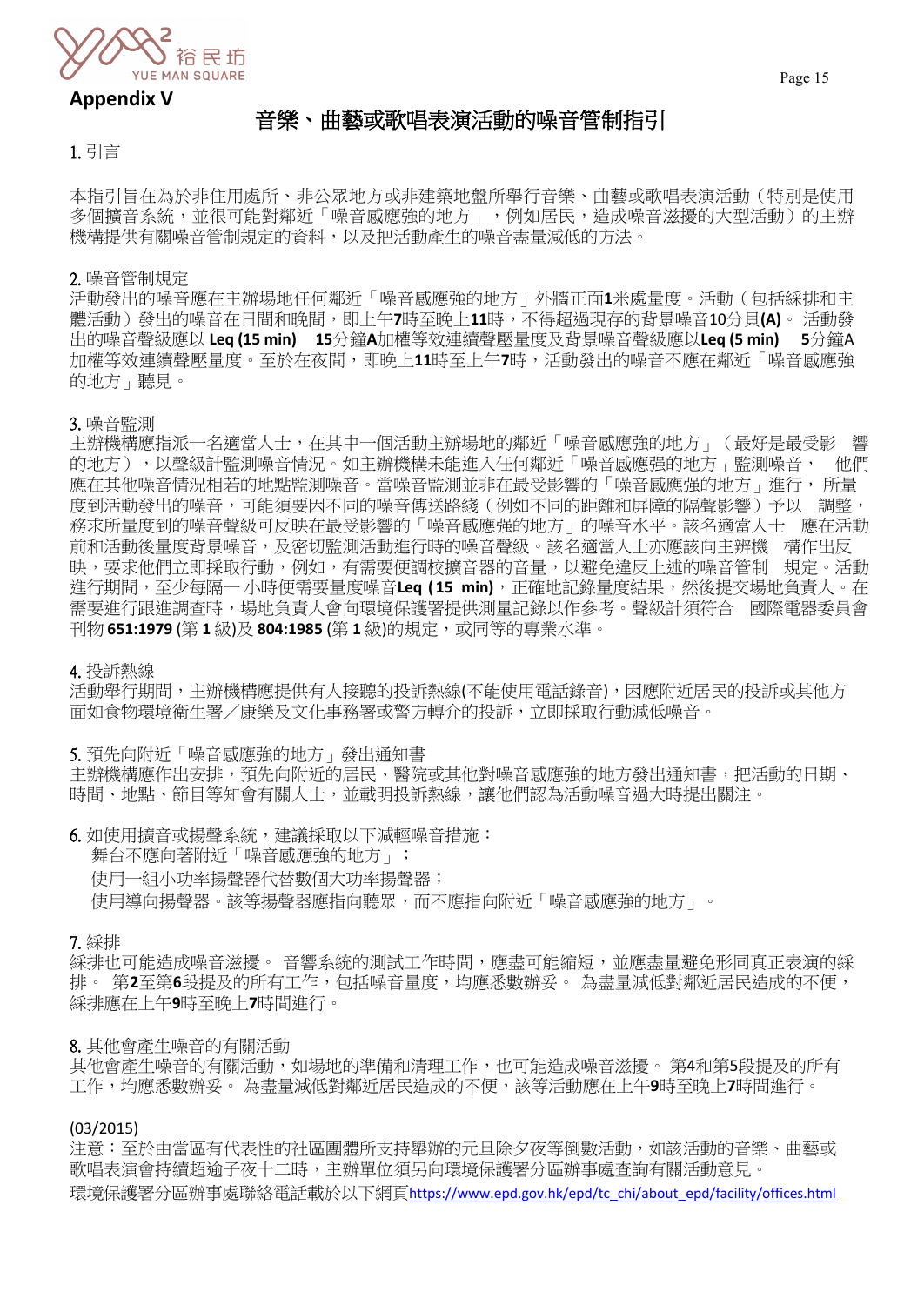**Appendix V**

# 音樂、曲藝或歌唱表演活動的噪音管制指引

1. 引言

本指引旨在為於非住用處所、非公眾地方或非建築地盤所舉行音樂、曲藝或歌唱表演活動（特別是使用多個擴音系統，並很可能對鄰近「噪音感應強的地方」，例如居民，造成噪音滋擾的大型活動）的主辦機構提供有關噪音管制規定的資料，以及把活動產生的噪音盡量減低的方法。

2. 噪音管制規定
活動發出的噪音應在主辦場地任何鄰近「噪音感應強的地方」外牆正面**1**米處量度。活動（包括綵排和主體活動）發出的噪音在日間和晚間，即上午**7**時至晚上**11**時，不得超過現存的背景噪音10分貝**(A)**。 活動發出的噪音聲級應以 **Leq (15 min)** **15**分鐘**A**加權等效連續聲壓量度及背景噪音聲級應以**Leq (5 min)** **5**分鐘A加權等效連續聲壓量度。至於在夜間，即晚上**11**時至上午**7**時，活動發出的噪音不應在鄰近「噪音感應強的地方」聽見。

3. 噪音監測
主辦機構應指派一名適當人士，在其中一個活動主辦場地的鄰近「噪音感應强的地方」（最好是最受影響的地方），以聲級計監測噪音情況。如主辦機構未能進入任何鄰近「噪音感應强的地方」監測噪音，他們應在其他噪音情況相若的地點監測噪音。當噪音監測並非在最受影響的「噪音感應强的地方」進行，所量度到活動發出的噪音，可能須要因不同的噪音傳送路綫（例如不同的距離和屏障的隔聲影響）予以調整，務求所量度到的噪音聲級可反映在最受影響的「噪音感應強的地方」的噪音水平。該名適當人士應在活動前和活動後量度背景噪音，及密切監測活動進行時的噪音聲級。該名適當人士亦應該向主辦機構作出反映，要求他們立即采取行動，例如，有需要便調校擴音器的音量，以避免違反上述的噪音管制規定。活動進行期間，至少每隔一小時便需要量度噪音**Leq (15 min)**，正確地記錄量度結果，然後提交場地負責人。在需要進行跟進調查時，場地負責人會向環境保護署提供測量記錄以作參考。聲級計須符合國際電器委員會刊物 **651:1979** (第 **1** 級)及 **804:1985** (第 **1** 級)的規定，或同等的專業水準。

4. 投訴熱線
活動舉行期間，主辦機構應提供有人接聽的投訴熱線(不能使用電話錄音)，因應附近居民的投訴或其他方面如食物環境衛生署／康樂及文化事務署或警方轉介的投訴，立即采取行動減低噪音。

5. 預先向附近「噪音感應強的地方」發出通知書
主辦機構應作出安排，預先向附近的居民、醫院或其他對噪音感應強的地方發出通知書，把活動的日期、時間、地點、節目等知會有關人士，並載明投訴熱線，讓他們認為活動噪音過大時提出關注。

6. 如使用擴音或揚聲系統，建議採取以下減輕噪音措施：
   - 舞台不應向著附近「噪音感應強的地方」；
   - 使用一組小功率揚聲器代替數個大功率揚聲器；
   - 使用導向揚聲器。該等揚聲器應指向聽眾，而不應指向附近「噪音感應強的地方」。

7. 綵排
綵排也可能造成噪音滋擾。 音響系統的測試工作時間，應盡可能縮短，並應盡量避免形同真正表演的綵排。 第**2**至第**6**段提及的所有工作，包括噪音量度，均應悉數辦妥。 為盡量減低對鄰近居民造成的不便，綵排應在上午**9**時至晚上**7**時間進行。

8. 其他會產生噪音的有關活動
其他會產生噪音的有關活動，如場地的準備和清理工作，也可能造成噪音滋擾。 第**4**和第**5**段提及的所有工作，均應悉數辦妥。 為盡量減低對鄰近居民造成的不便，該等活動應在上午**9**時至晚上**7**時間進行。

(03/2015)
注意：至於由當區有代表性的社區團體所支持舉辦的元旦除夕夜等倒數活動，如該活動的音樂、曲藝或歌唱表演會持續超逾子夜十二時，主辦單位須另向環境保護署分區辦事處查詢有關活動意見。
環境保護署分區辦事處聯絡電話載於以下網頁https://www.epd.gov.hk/epd/tc_chi/about_epd/facility/offices.html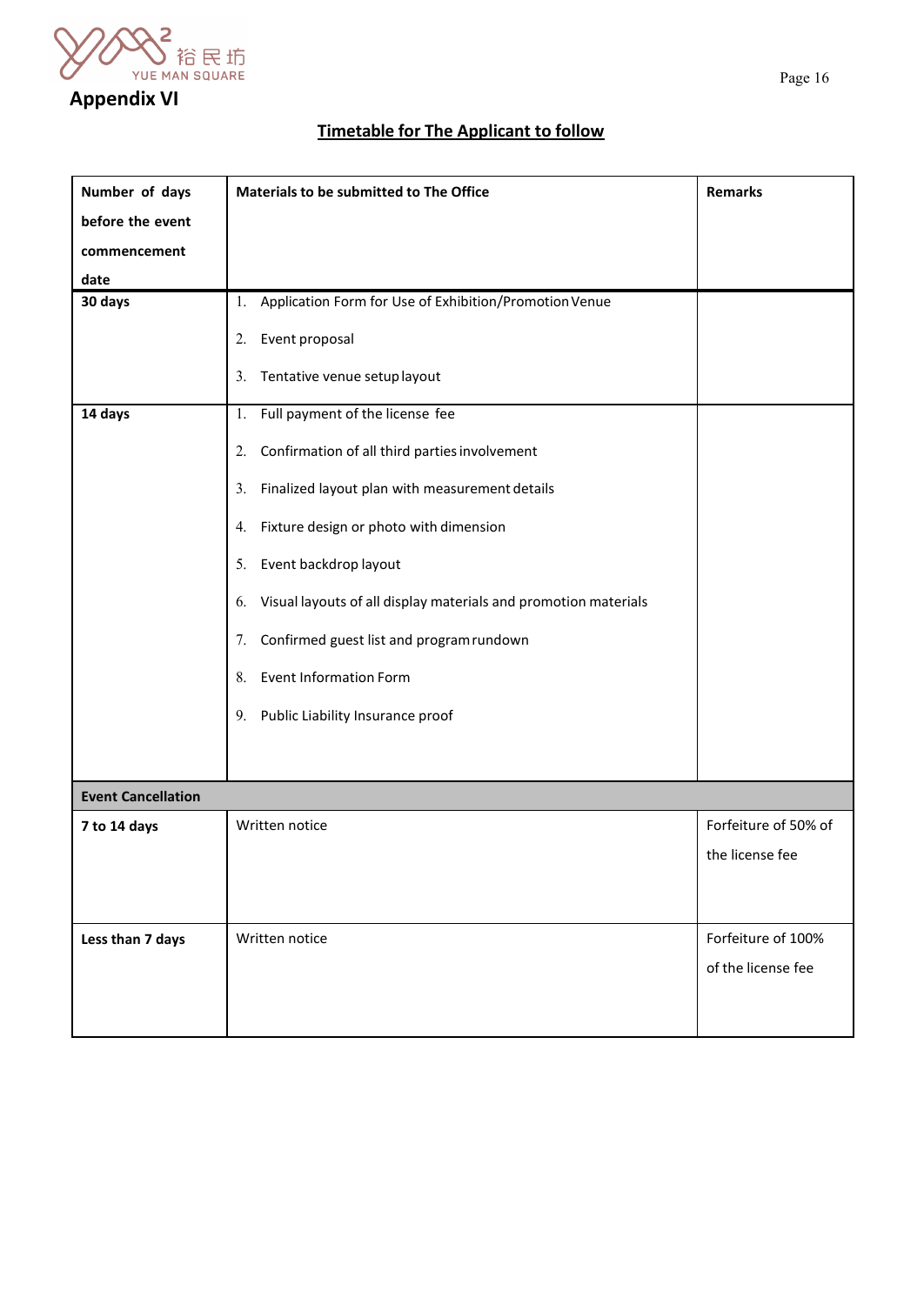## Appendix VI

**Timetable for The Applicant to follow**

| **Number of days before the event commencement date** | **Materials to be submitted to The Office** | **Remarks** |
|---|---|---|
| **30 days** | 1. Application Form for Use of Exhibition/Promotion Venue<br>2. Event proposal<br>3. Tentative venue setup layout | |
| **14 days** | 1. Full payment of the license fee<br>2. Confirmation of all third parties involvement<br>3. Finalized layout plan with measurement details<br>4. Fixture design or photo with dimension<br>5. Event backdrop layout<br>6. Visual layouts of all display materials and promotion materials<br>7. Confirmed guest list and program rundown<br>8. Event Information Form<br>9. Public Liability Insurance proof | |
| **Event Cancellation** | | |
| **7 to 14 days** | Written notice | Forfeiture of 50% of the license fee |
| **Less than 7 days** | Written notice | Forfeiture of 100% of the license fee |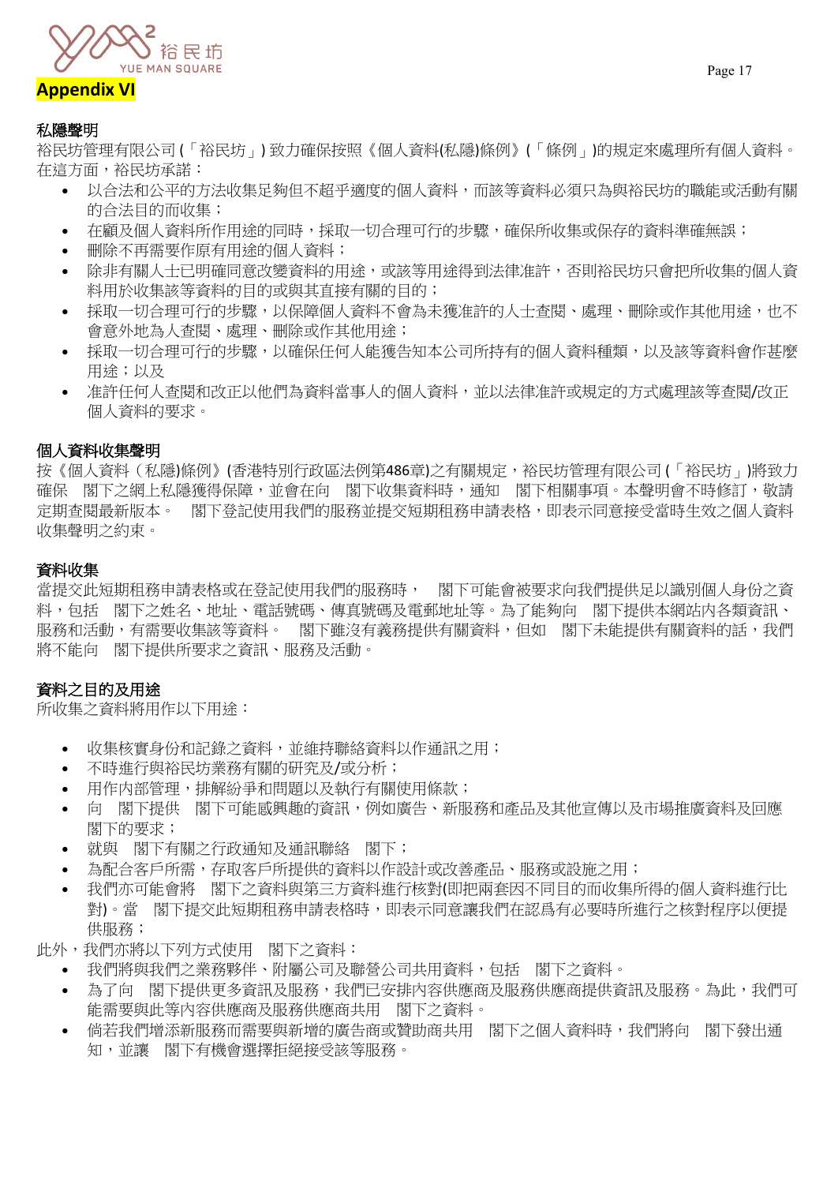**Appendix VI**

**私隱聲明**

裕民坊管理有限公司 (「裕民坊」) 致力確保按照《個人資料(私隱)條例》(「條例」)的規定來處理所有個人資料。在這方面，裕民坊承諾：

- 以合法和公平的方法收集足夠但不超乎適度的個人資料，而該等資料必須只為與裕民坊的職能或活動有關的合法目的而收集；
- 在顧及個人資料所作用途的同時，採取一切合理可行的步驟，確保所收集或保存的資料準確無誤；
- 刪除不再需要作原有用途的個人資料；
- 除非有關人士已明確同意改變資料的用途，或該等用途得到法律准許，否則裕民坊只會把所收集的個人資料用於收集該等資料的目的或與其直接有關的目的；
- 採取一切合理可行的步驟，以保障個人資料不會為未獲准許的人士查閱、處理、刪除或作其他用途，也不會意外地為人查閱、處理、刪除或作其他用途；
- 採取一切合理可行的步驟，以確保任何人能獲告知本公司所持有的個人資料種類，以及該等資料會作甚麼用途；以及
- 准許任何人查閱和改正以他們為資料當事人的個人資料，並以法律准許或規定的方式處理該等查閱/改正個人資料的要求。

**個人資料收集聲明**

按《個人資料（私隱)條例》(香港特別行政區條例第486章)之有關規定，裕民坊管理有限公司 (「裕民坊」)將致力確保　閣下之網上私隱獲得保障，並會在向　閣下收集資料時，通知　閣下相關事項。本聲明會不時修訂，敬請定期查閱最新版本。　閣下登記使用我們的服務並提交短期租務申請表格，即表示同意接受當時生效之個人資料收集聲明之約束。

**資料收集**

當提交此短期租務申請表格或在登記使用我們的服務時，　閣下可能會被要求向我們提供足以識別個人身份之資料，包括　閣下之姓名、地址、電話號碼、傳真號碼及電郵地址等。為了能夠向　閣下提供本網站內各類資訊、服務和活動，有需要收集該等資料。　閣下雖沒有義務提供有關資料，但如　閣下未能提供有關資料的話，我們將不能向　閣下提供所要求之資訊、服務及活動。

**資料之目的及用途**

所收集之資料將用作以下用途：

- 收集核實身份和記錄之資料，並維持聯絡資料以作通訊之用；
- 不時進行與裕民坊業務有關的研究及/或分析；
- 用作內部管理，排解紛爭和問題以及執行有關使用條款；
- 向　閣下提供　閣下可能感興趣的資訊，例如廣告、新服務和產品及其他宣傳以及市場推廣資料及回應閣下的要求；
- 就與　閣下有關之行政通知及通訊聯絡　閣下；
- 為配合客戶所需，存取客戶所提供的資料以作設計或改善產品、服務或設施之用；
- 我們亦可能會將　閣下之資料與第三方資料進行核對(即把兩套因不同目的而收集所得的個人資料進行比對)。當　閣下提交此短期租務申請表格時，即表示同意讓我們在認爲有必要時所進行之核對程序以便提供服務；

此外，我們亦將以下列方式使用　閣下之資料：

- 我們將與我們之業務夥伴、附屬公司及聯營公司共用資料，包括　閣下之資料。
- 為了向　閣下提供更多資訊及服務，我們已安排內容供應商及服務供應商提供資訊及服務。為此，我們可能需要與此等內容供應商及服務供應商共用　閣下之資料。
- 倘若我們增添新服務而需要與新增的廣告商或贊助商共用　閣下之個人資料時，我們將向　閣下發出通知，並讓　閣下有機會選擇拒絕接受該等服務。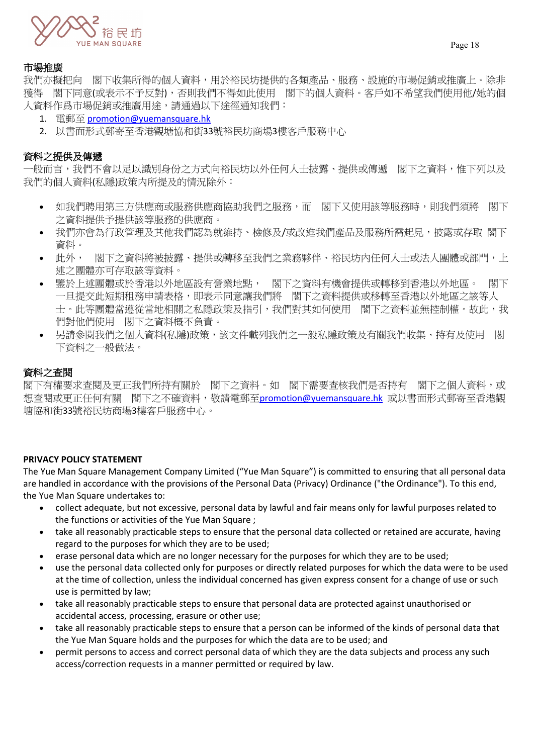**市場推廣**

我們亦擬把向　閣下收集所得的個人資料，用於裕民坊提供的各類產品、服務、設施的市場促銷或推廣上。除非獲得　閣下同意(或表示不予反對)，否則我們不得如此使用　閣下的個人資料。客戶如不希望我們使用他/她的個人資料作爲市場促銷或推廣用途，請通過以下途徑通知我們：

1. 電郵至 promotion@yuemansquare.hk
2. 以書面形式郵寄至香港觀塘協和街33號裕民坊商場3樓客戶服務中心

**資料之提供及傳遞**

一般而言，我們不會以足以識別身份之方式向裕民坊以外任何人士披露、提供或傳遞　閣下之資料，惟下列以及我們的個人資料(私隱)政策内所提及的情況除外：

- 如我們聘用第三方供應商或服務供應商協助我們之服務，而　閣下又使用該等服務時，則我們須將　閣下之資料提供予提供該等服務的供應商。
- 我們亦會為行政管理及其他我們認為就維持、檢修及/或改進我們產品及服務所需起見，披露或存取 閣下資料。
- 此外，　閣下之資料將被披露、提供或轉移至我們之業務夥伴、裕民坊内任何人士或法人團體或部門，上述之團體亦可存取該等資料。
- 鑒於上述團體或於香港以外地區設有營業地點，　閣下之資料有機會提供或轉移到香港以外地區。　閣下一旦提交此短期租務申請表格，即表示同意讓我們將　閣下之資料提供或移轉至香港以外地區之該等人士。此等團體當遵從當地相關之私隱政策及指引，我們對其如何使用　閣下之資料並無控制權。故此，我們對他們使用　閣下之資料概不負責。
- 另請參閱我們之個人資料(私隱)政策，該文件載列我們之一般私隱政策及有關我們收集、持有及使用　閣下資料之一般做法。

**資料之查閱**

閣下有權要求查閱及更正我們所持有關於　閣下之資料。如　閣下需要查核我們是否持有　閣下之個人資料，或想查閱或更正任何有關　閣下之不確資料，敬請電郵至promotion@yuemansquare.hk 或以書面形式郵寄至香港觀塘協和街33號裕民坊商場3樓客戶服務中心。

**PRIVACY POLICY STATEMENT**

The Yue Man Square Management Company Limited ("Yue Man Square") is committed to ensuring that all personal data are handled in accordance with the provisions of the Personal Data (Privacy) Ordinance ("the Ordinance"). To this end, the Yue Man Square undertakes to:

- collect adequate, but not excessive, personal data by lawful and fair means only for lawful purposes related to the functions or activities of the Yue Man Square ;
- take all reasonably practicable steps to ensure that the personal data collected or retained are accurate, having regard to the purposes for which they are to be used;
- erase personal data which are no longer necessary for the purposes for which they are to be used;
- use the personal data collected only for purposes or directly related purposes for which the data were to be used at the time of collection, unless the individual concerned has given express consent for a change of use or such use is permitted by law;
- take all reasonably practicable steps to ensure that personal data are protected against unauthorised or accidental access, processing, erasure or other use;
- take all reasonably practicable steps to ensure that a person can be informed of the kinds of personal data that the Yue Man Square holds and the purposes for which the data are to be used; and
- permit persons to access and correct personal data of which they are the data subjects and process any such access/correction requests in a manner permitted or required by law.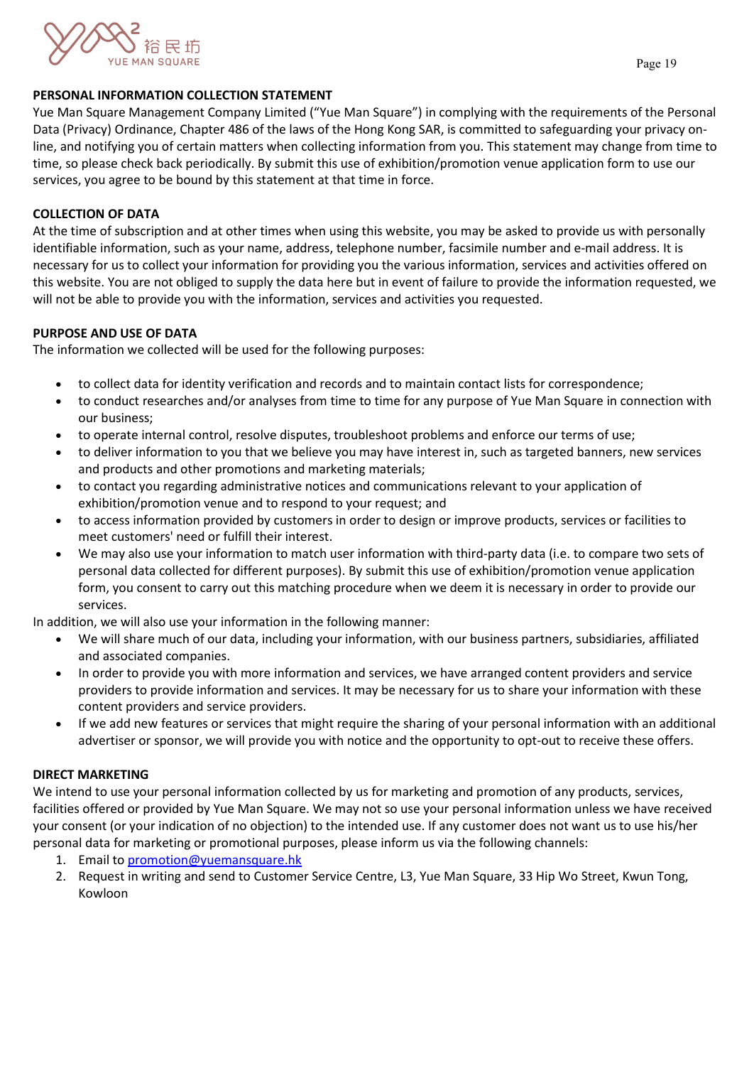## PERSONAL INFORMATION COLLECTION STATEMENT

Yue Man Square Management Company Limited ("Yue Man Square") in complying with the requirements of the Personal Data (Privacy) Ordinance, Chapter 486 of the laws of the Hong Kong SAR, is committed to safeguarding your privacy on-line, and notifying you of certain matters when collecting information from you. This statement may change from time to time, so please check back periodically. By submit this use of exhibition/promotion venue application form to use our services, you agree to be bound by this statement at that time in force.

## COLLECTION OF DATA

At the time of subscription and at other times when using this website, you may be asked to provide us with personally identifiable information, such as your name, address, telephone number, facsimile number and e-mail address. It is necessary for us to collect your information for providing you the various information, services and activities offered on this website. You are not obliged to supply the data here but in event of failure to provide the information requested, we will not be able to provide you with the information, services and activities you requested.

## PURPOSE AND USE OF DATA

The information we collected will be used for the following purposes:

- to collect data for identity verification and records and to maintain contact lists for correspondence;
- to conduct researches and/or analyses from time to time for any purpose of Yue Man Square in connection with our business;
- to operate internal control, resolve disputes, troubleshoot problems and enforce our terms of use;
- to deliver information to you that we believe you may have interest in, such as targeted banners, new services and products and other promotions and marketing materials;
- to contact you regarding administrative notices and communications relevant to your application of exhibition/promotion venue and to respond to your request; and
- to access information provided by customers in order to design or improve products, services or facilities to meet customers' need or fulfill their interest.
- We may also use your information to match user information with third-party data (i.e. to compare two sets of personal data collected for different purposes). By submit this use of exhibition/promotion venue application form, you consent to carry out this matching procedure when we deem it is necessary in order to provide our services.

In addition, we will also use your information in the following manner:

- We will share much of our data, including your information, with our business partners, subsidiaries, affiliated and associated companies.
- In order to provide you with more information and services, we have arranged content providers and service providers to provide information and services. It may be necessary for us to share your information with these content providers and service providers.
- If we add new features or services that might require the sharing of your personal information with an additional advertiser or sponsor, we will provide you with notice and the opportunity to opt-out to receive these offers.

## DIRECT MARKETING

We intend to use your personal information collected by us for marketing and promotion of any products, services, facilities offered or provided by Yue Man Square. We may not so use your personal information unless we have received your consent (or your indication of no objection) to the intended use. If any customer does not want us to use his/her personal data for marketing or promotional purposes, please inform us via the following channels:

1. Email to promotion@yuemansquare.hk
2. Request in writing and send to Customer Service Centre, L3, Yue Man Square, 33 Hip Wo Street, Kwun Tong, Kowloon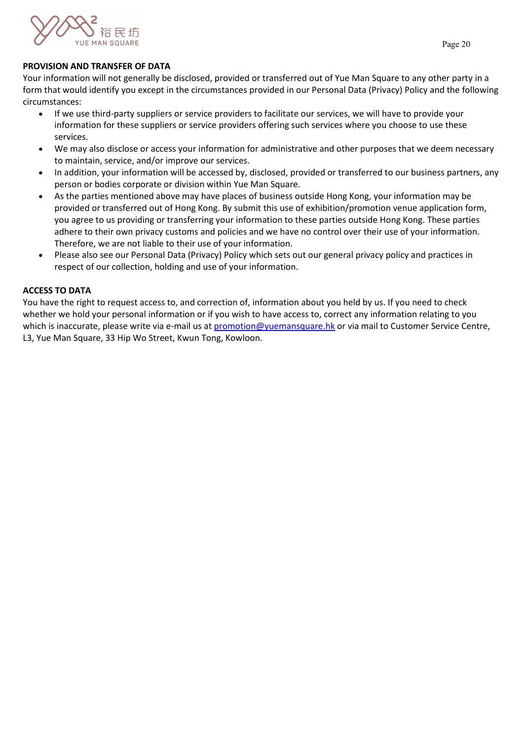**PROVISION AND TRANSFER OF DATA**

Your information will not generally be disclosed, provided or transferred out of Yue Man Square to any other party in a form that would identify you except in the circumstances provided in our Personal Data (Privacy) Policy and the following circumstances:

- If we use third-party suppliers or service providers to facilitate our services, we will have to provide your information for these suppliers or service providers offering such services where you choose to use these services.
- We may also disclose or access your information for administrative and other purposes that we deem necessary to maintain, service, and/or improve our services.
- In addition, your information will be accessed by, disclosed, provided or transferred to our business partners, any person or bodies corporate or division within Yue Man Square.
- As the parties mentioned above may have places of business outside Hong Kong, your information may be provided or transferred out of Hong Kong. By submit this use of exhibition/promotion venue application form, you agree to us providing or transferring your information to these parties outside Hong Kong. These parties adhere to their own privacy customs and policies and we have no control over their use of your information. Therefore, we are not liable to their use of your information.
- Please also see our Personal Data (Privacy) Policy which sets out our general privacy policy and practices in respect of our collection, holding and use of your information.

**ACCESS TO DATA**

You have the right to request access to, and correction of, information about you held by us. If you need to check whether we hold your personal information or if you wish to have access to, correct any information relating to you which is inaccurate, please write via e-mail us at promotion@yuemansquare.hk or via mail to Customer Service Centre, L3, Yue Man Square, 33 Hip Wo Street, Kwun Tong, Kowloon.